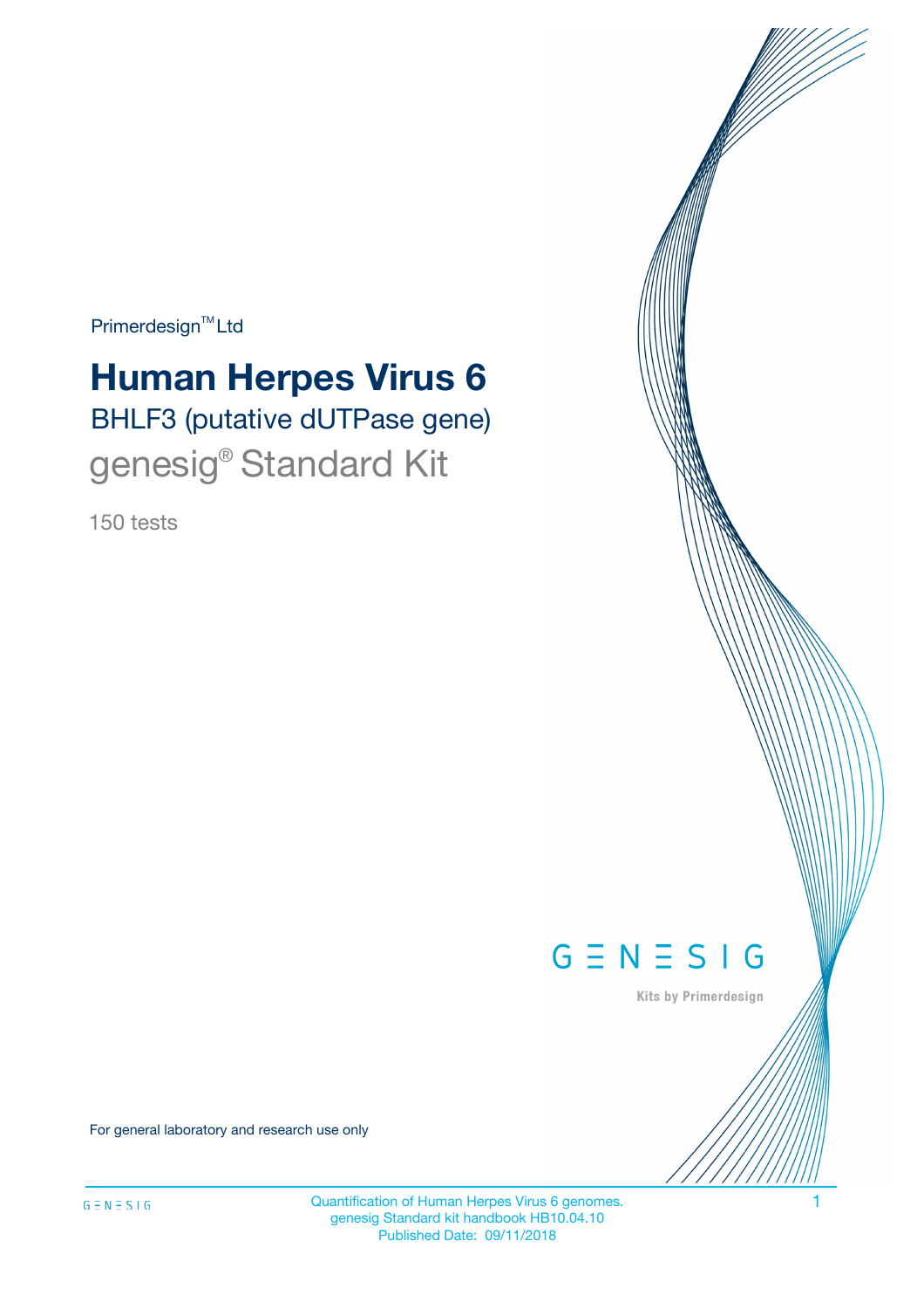Primerdesign™ Ltd

# Human Herpes Virus 6

## BHLF3 (putative dUTPase gene)

## genesig® Standard Kit

150 tests

GENESIG

Kits by Primerdesign

For general laboratory and research use only

Quantification of Human Herpes Virus 6 genomes.
genesig Standard kit handbook HB10.04.10
Published Date: 09/11/2018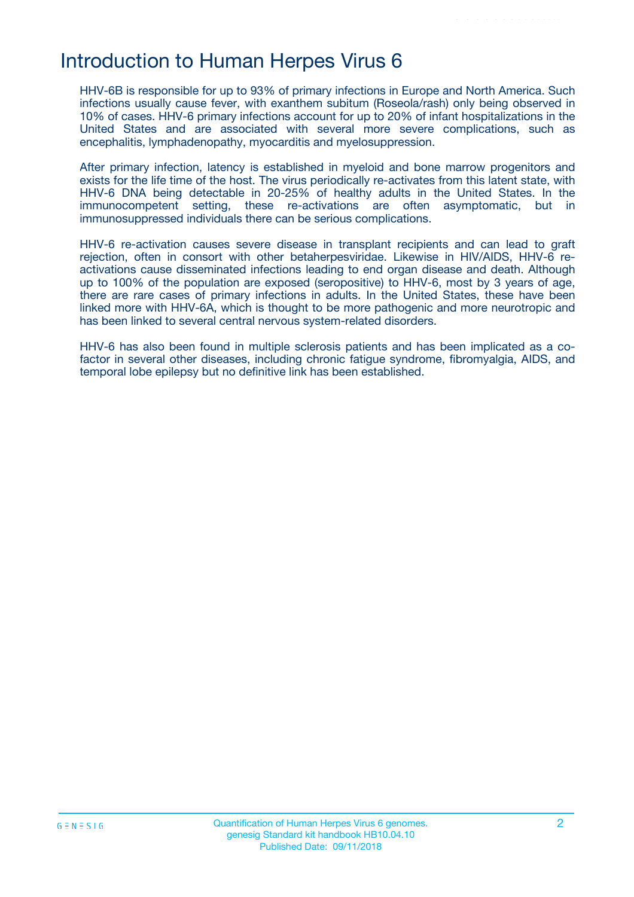# Introduction to Human Herpes Virus 6

HHV-6B is responsible for up to 93% of primary infections in Europe and North America. Such infections usually cause fever, with exanthem subitum (Roseola/rash) only being observed in 10% of cases. HHV-6 primary infections account for up to 20% of infant hospitalizations in the United States and are associated with several more severe complications, such as encephalitis, lymphadenopathy, myocarditis and myelosuppression.

After primary infection, latency is established in myeloid and bone marrow progenitors and exists for the life time of the host. The virus periodically re-activates from this latent state, with HHV-6 DNA being detectable in 20-25% of healthy adults in the United States. In the immunocompetent setting, these re-activations are often asymptomatic, but in immunosuppressed individuals there can be serious complications.

HHV-6 re-activation causes severe disease in transplant recipients and can lead to graft rejection, often in consort with other betaherpesviridae. Likewise in HIV/AIDS, HHV-6 re-activations cause disseminated infections leading to end organ disease and death. Although up to 100% of the population are exposed (seropositive) to HHV-6, most by 3 years of age, there are rare cases of primary infections in adults. In the United States, these have been linked more with HHV-6A, which is thought to be more pathogenic and more neurotropic and has been linked to several central nervous system-related disorders.

HHV-6 has also been found in multiple sclerosis patients and has been implicated as a co-factor in several other diseases, including chronic fatigue syndrome, fibromyalgia, AIDS, and temporal lobe epilepsy but no definitive link has been established.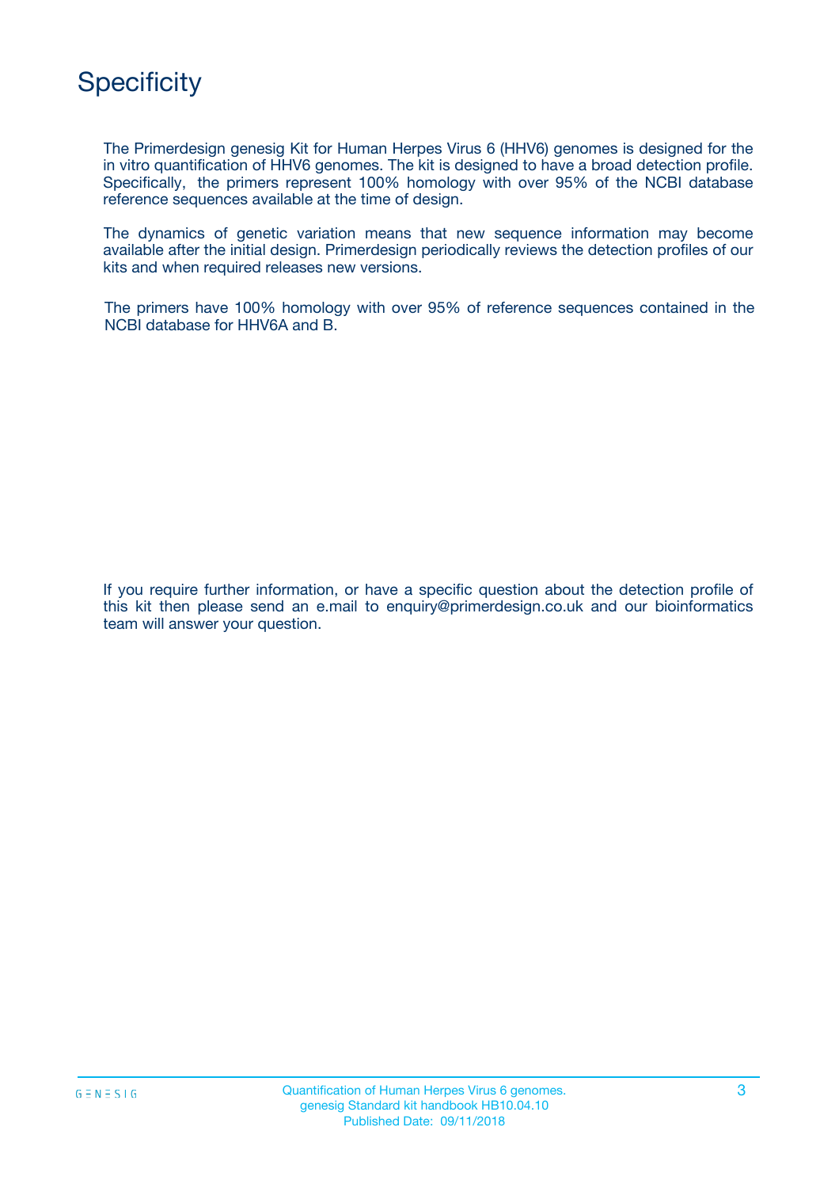# Specificity

The Primerdesign genesig Kit for Human Herpes Virus 6 (HHV6) genomes is designed for the in vitro quantification of HHV6 genomes. The kit is designed to have a broad detection profile. Specifically, the primers represent 100% homology with over 95% of the NCBI database reference sequences available at the time of design.

The dynamics of genetic variation means that new sequence information may become available after the initial design. Primerdesign periodically reviews the detection profiles of our kits and when required releases new versions.

The primers have 100% homology with over 95% of reference sequences contained in the NCBI database for HHV6A and B.

If you require further information, or have a specific question about the detection profile of this kit then please send an e.mail to enquiry@primerdesign.co.uk and our bioinformatics team will answer your question.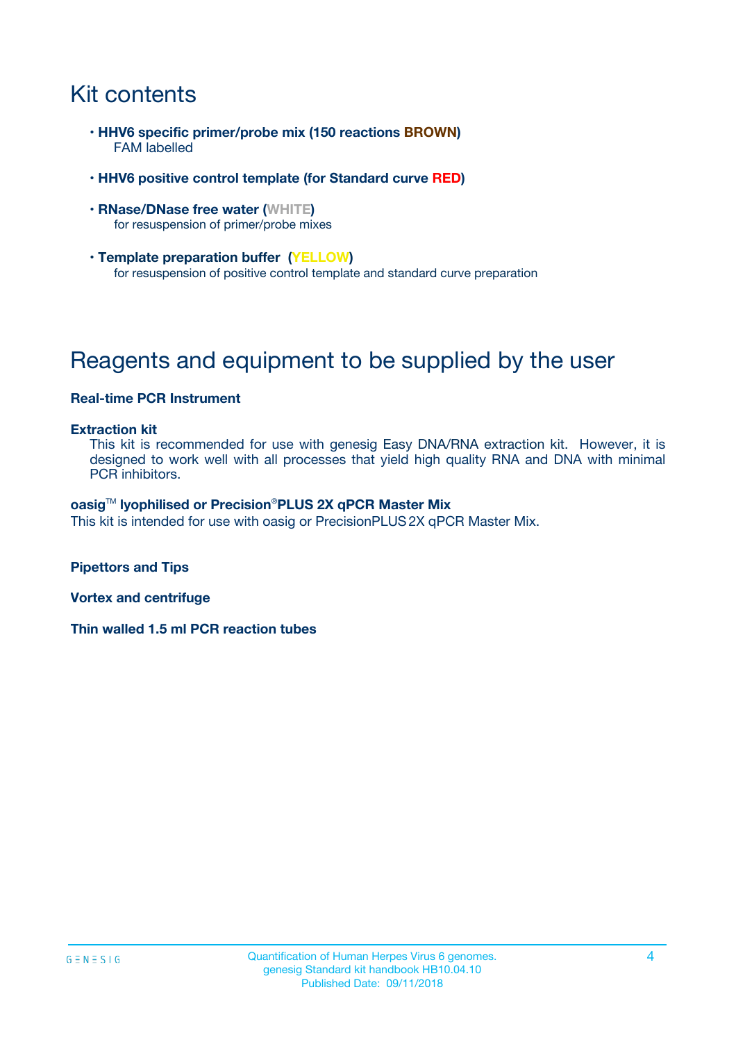# Kit contents

- **HHV6 specific primer/probe mix (150 reactions BROWN)**
  FAM labelled
- **HHV6 positive control template (for Standard curve RED)**
- **RNase/DNase free water (WHITE)**
  for resuspension of primer/probe mixes
- **Template preparation buffer (YELLOW)**
  for resuspension of positive control template and standard curve preparation

# Reagents and equipment to be supplied by the user

**Real-time PCR Instrument**

**Extraction kit**

This kit is recommended for use with genesig Easy DNA/RNA extraction kit. However, it is designed to work well with all processes that yield high quality RNA and DNA with minimal PCR inhibitors.

**oasig™ lyophilised or Precision®PLUS 2X qPCR Master Mix**

This kit is intended for use with oasig or PrecisionPLUS 2X qPCR Master Mix.

**Pipettors and Tips**

**Vortex and centrifuge**

**Thin walled 1.5 ml PCR reaction tubes**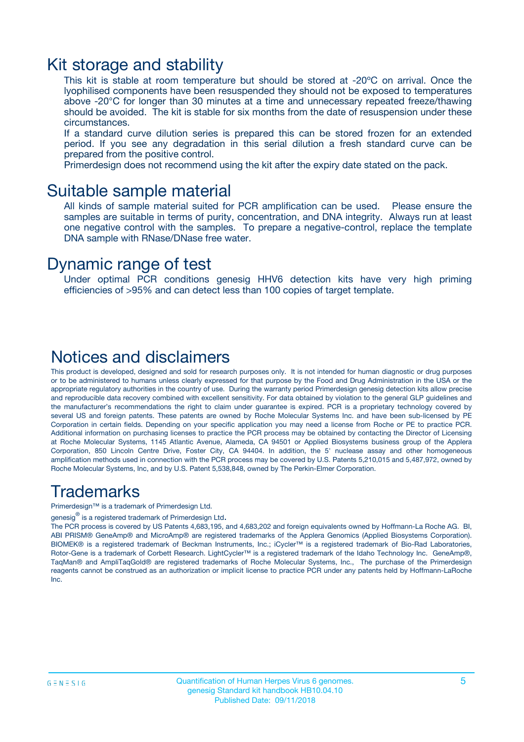## Kit storage and stability

This kit is stable at room temperature but should be stored at -20ºC on arrival. Once the lyophilised components have been resuspended they should not be exposed to temperatures above -20°C for longer than 30 minutes at a time and unnecessary repeated freeze/thawing should be avoided. The kit is stable for six months from the date of resuspension under these circumstances.

If a standard curve dilution series is prepared this can be stored frozen for an extended period. If you see any degradation in this serial dilution a fresh standard curve can be prepared from the positive control.

Primerdesign does not recommend using the kit after the expiry date stated on the pack.

## Suitable sample material

All kinds of sample material suited for PCR amplification can be used. Please ensure the samples are suitable in terms of purity, concentration, and DNA integrity. Always run at least one negative control with the samples. To prepare a negative-control, replace the template DNA sample with RNase/DNase free water.

## Dynamic range of test

Under optimal PCR conditions genesig HHV6 detection kits have very high priming efficiencies of >95% and can detect less than 100 copies of target template.

## Notices and disclaimers

This product is developed, designed and sold for research purposes only. It is not intended for human diagnostic or drug purposes or to be administered to humans unless clearly expressed for that purpose by the Food and Drug Administration in the USA or the appropriate regulatory authorities in the country of use. During the warranty period Primerdesign genesig detection kits allow precise and reproducible data recovery combined with excellent sensitivity. For data obtained by violation to the general GLP guidelines and the manufacturer's recommendations the right to claim under guarantee is expired. PCR is a proprietary technology covered by several US and foreign patents. These patents are owned by Roche Molecular Systems Inc. and have been sub-licensed by PE Corporation in certain fields. Depending on your specific application you may need a license from Roche or PE to practice PCR. Additional information on purchasing licenses to practice the PCR process may be obtained by contacting the Director of Licensing at Roche Molecular Systems, 1145 Atlantic Avenue, Alameda, CA 94501 or Applied Biosystems business group of the Applera Corporation, 850 Lincoln Centre Drive, Foster City, CA 94404. In addition, the 5' nuclease assay and other homogeneous amplification methods used in connection with the PCR process may be covered by U.S. Patents 5,210,015 and 5,487,972, owned by Roche Molecular Systems, Inc, and by U.S. Patent 5,538,848, owned by The Perkin-Elmer Corporation.

## Trademarks

Primerdesign™ is a trademark of Primerdesign Ltd.

genesig® is a registered trademark of Primerdesign Ltd.

The PCR process is covered by US Patents 4,683,195, and 4,683,202 and foreign equivalents owned by Hoffmann-La Roche AG. BI, ABI PRISM® GeneAmp® and MicroAmp® are registered trademarks of the Applera Genomics (Applied Biosystems Corporation). BIOMEK® is a registered trademark of Beckman Instruments, Inc.; iCycler™ is a registered trademark of Bio-Rad Laboratories, Rotor-Gene is a trademark of Corbett Research. LightCycler™ is a registered trademark of the Idaho Technology Inc. GeneAmp®, TaqMan® and AmpliTaqGold® are registered trademarks of Roche Molecular Systems, Inc., The purchase of the Primerdesign reagents cannot be construed as an authorization or implicit license to practice PCR under any patents held by Hoffmann-LaRoche Inc.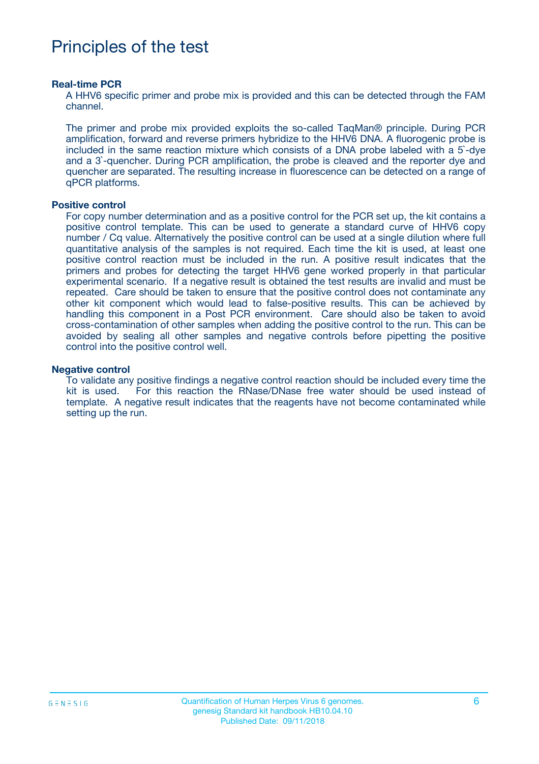# Principles of the test

**Real-time PCR**

A HHV6 specific primer and probe mix is provided and this can be detected through the FAM channel.

The primer and probe mix provided exploits the so-called TaqMan® principle. During PCR amplification, forward and reverse primers hybridize to the HHV6 DNA. A fluorogenic probe is included in the same reaction mixture which consists of a DNA probe labeled with a 5`-dye and a 3`-quencher. During PCR amplification, the probe is cleaved and the reporter dye and quencher are separated. The resulting increase in fluorescence can be detected on a range of qPCR platforms.

**Positive control**

For copy number determination and as a positive control for the PCR set up, the kit contains a positive control template. This can be used to generate a standard curve of HHV6 copy number / Cq value. Alternatively the positive control can be used at a single dilution where full quantitative analysis of the samples is not required. Each time the kit is used, at least one positive control reaction must be included in the run. A positive result indicates that the primers and probes for detecting the target HHV6 gene worked properly in that particular experimental scenario. If a negative result is obtained the test results are invalid and must be repeated. Care should be taken to ensure that the positive control does not contaminate any other kit component which would lead to false-positive results. This can be achieved by handling this component in a Post PCR environment. Care should also be taken to avoid cross-contamination of other samples when adding the positive control to the run. This can be avoided by sealing all other samples and negative controls before pipetting the positive control into the positive control well.

**Negative control**

To validate any positive findings a negative control reaction should be included every time the kit is used. For this reaction the RNase/DNase free water should be used instead of template. A negative result indicates that the reagents have not become contaminated while setting up the run.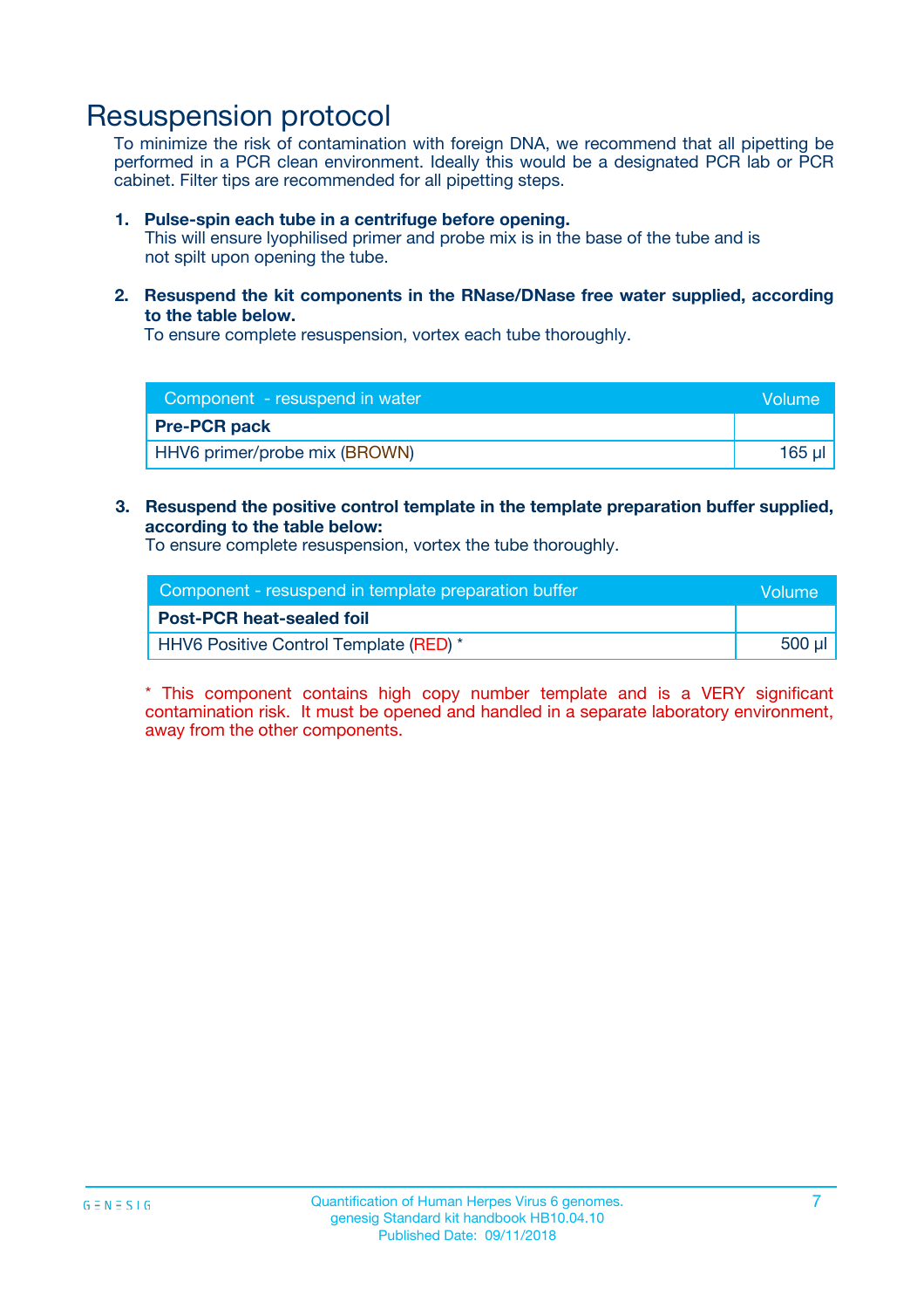# Resuspension protocol

To minimize the risk of contamination with foreign DNA, we recommend that all pipetting be performed in a PCR clean environment. Ideally this would be a designated PCR lab or PCR cabinet. Filter tips are recommended for all pipetting steps.

1. **Pulse-spin each tube in a centrifuge before opening.**
   This will ensure lyophilised primer and probe mix is in the base of the tube and is not spilt upon opening the tube.

2. **Resuspend the kit components in the RNase/DNase free water supplied, according to the table below.**
   To ensure complete resuspension, vortex each tube thoroughly.

| Component - resuspend in water | Volume |
|---|---|
| **Pre-PCR pack** | |
| HHV6 primer/probe mix (BROWN) | 165 µl |

3. **Resuspend the positive control template in the template preparation buffer supplied, according to the table below:**
   To ensure complete resuspension, vortex the tube thoroughly.

| Component - resuspend in template preparation buffer | Volume |
|---|---|
| **Post-PCR heat-sealed foil** | |
| HHV6 Positive Control Template (RED) * | 500 µl |

* This component contains high copy number template and is a VERY significant contamination risk. It must be opened and handled in a separate laboratory environment, away from the other components.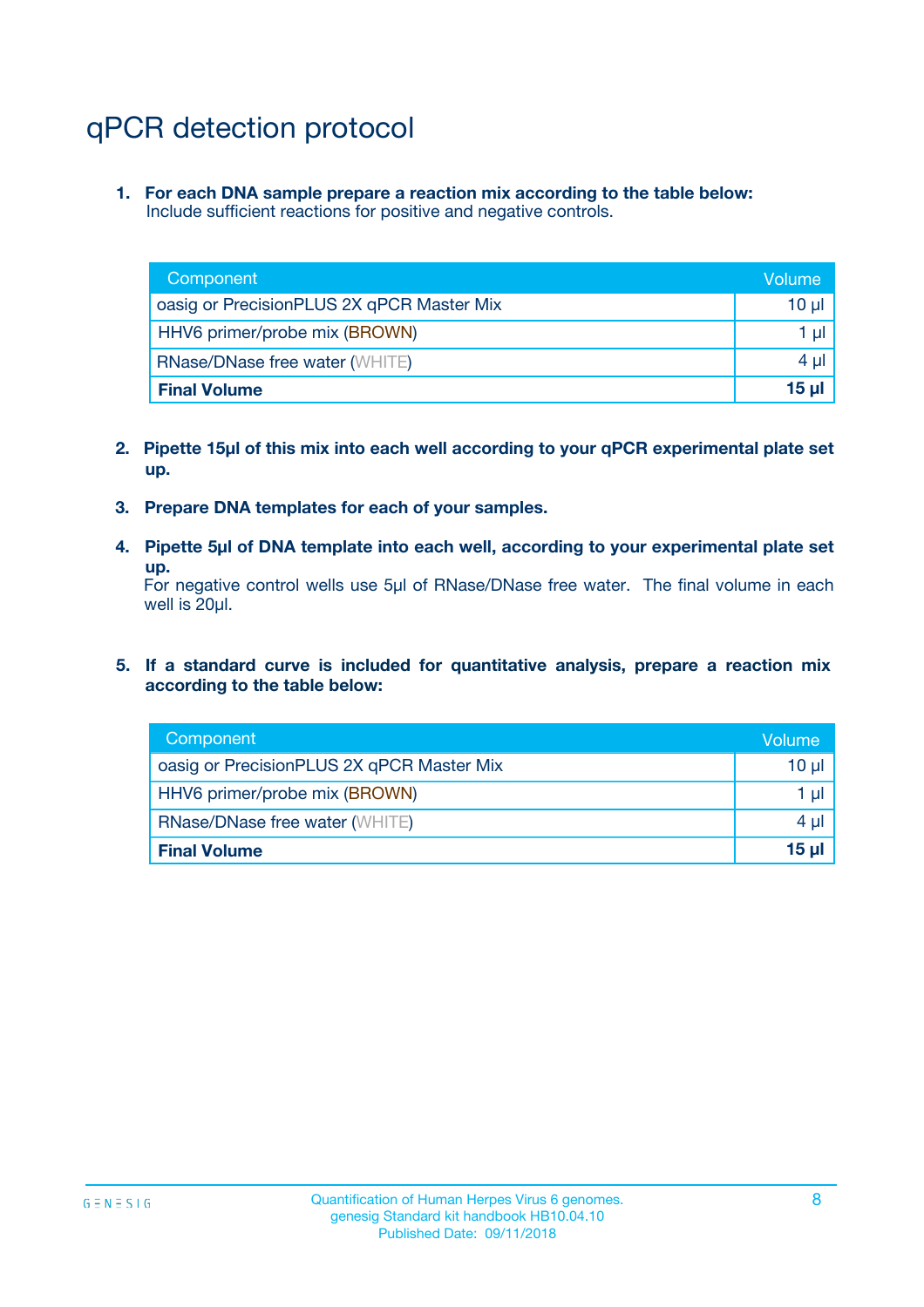# qPCR detection protocol

1. **For each DNA sample prepare a reaction mix according to the table below:**
   Include sufficient reactions for positive and negative controls.

| Component | Volume |
|---|---|
| oasig or PrecisionPLUS 2X qPCR Master Mix | 10 µl |
| HHV6 primer/probe mix (BROWN) | 1 µl |
| RNase/DNase free water (WHITE) | 4 µl |
| **Final Volume** | **15 µl** |

2. **Pipette 15µl of this mix into each well according to your qPCR experimental plate set up.**

3. **Prepare DNA templates for each of your samples.**

4. **Pipette 5µl of DNA template into each well, according to your experimental plate set up.**
   For negative control wells use 5µl of RNase/DNase free water. The final volume in each well is 20µl.

5. **If a standard curve is included for quantitative analysis, prepare a reaction mix according to the table below:**

| Component | Volume |
|---|---|
| oasig or PrecisionPLUS 2X qPCR Master Mix | 10 µl |
| HHV6 primer/probe mix (BROWN) | 1 µl |
| RNase/DNase free water (WHITE) | 4 µl |
| **Final Volume** | **15 µl** |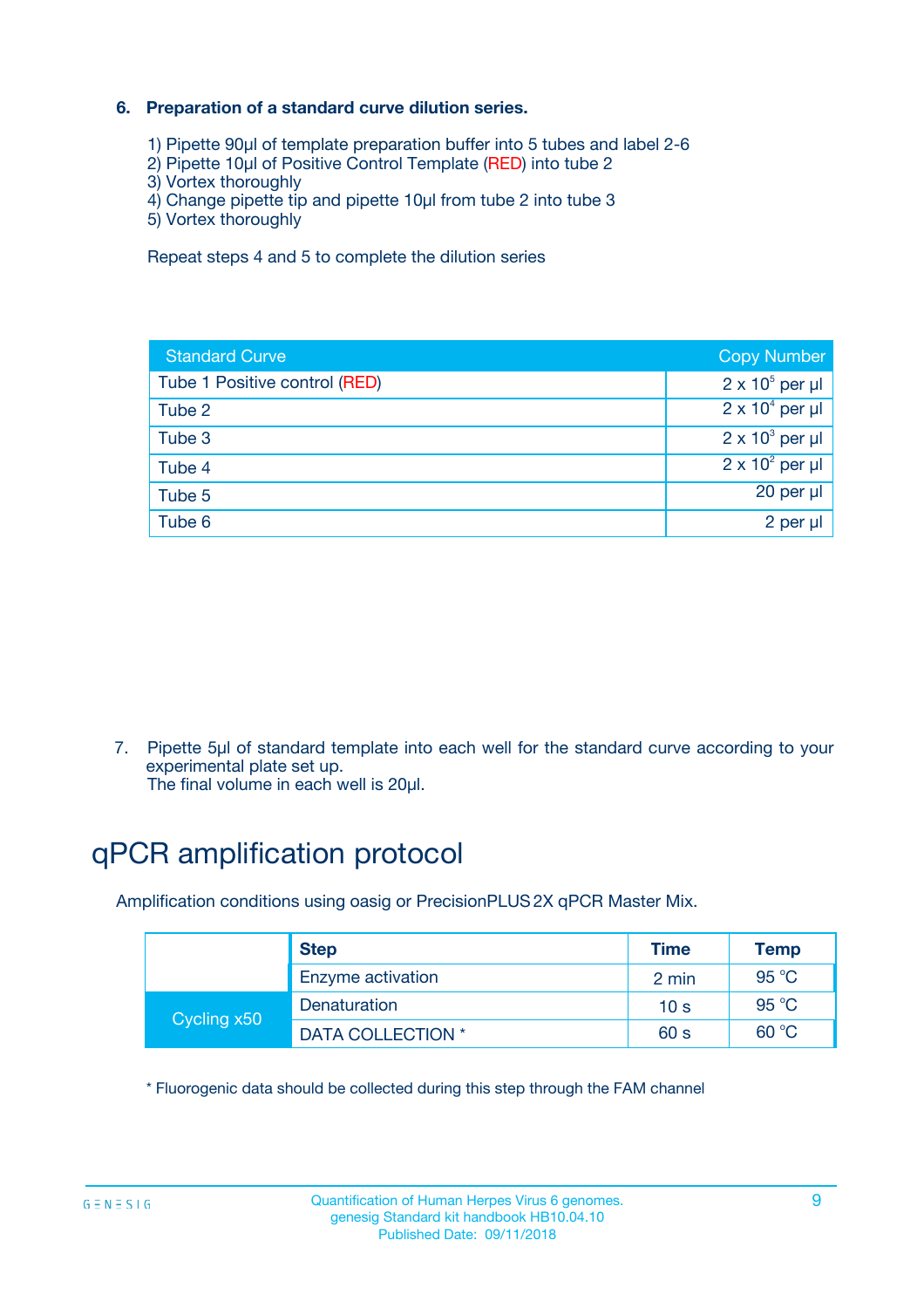6. **Preparation of a standard curve dilution series.**

1) Pipette 90µl of template preparation buffer into 5 tubes and label 2-6
2) Pipette 10µl of Positive Control Template (RED) into tube 2
3) Vortex thoroughly
4) Change pipette tip and pipette 10µl from tube 2 into tube 3
5) Vortex thoroughly

Repeat steps 4 and 5 to complete the dilution series

| Standard Curve | Copy Number |
|---|---|
| Tube 1 Positive control (RED) | $2 \times 10^5$ per µl |
| Tube 2 | $2 \times 10^4$ per µl |
| Tube 3 | $2 \times 10^3$ per µl |
| Tube 4 | $2 \times 10^2$ per µl |
| Tube 5 | 20 per µl |
| Tube 6 | 2 per µl |

7. Pipette 5µl of standard template into each well for the standard curve according to your experimental plate set up.
The final volume in each well is 20µl.

# qPCR amplification protocol

Amplification conditions using oasig or PrecisionPLUS 2X qPCR Master Mix.

| | Step | Time | Temp |
|---|---|---|---|
| | Enzyme activation | 2 min | 95 °C |
| Cycling x50 | Denaturation | 10 s | 95 °C |
| | DATA COLLECTION * | 60 s | 60 °C |

* Fluorogenic data should be collected during this step through the FAM channel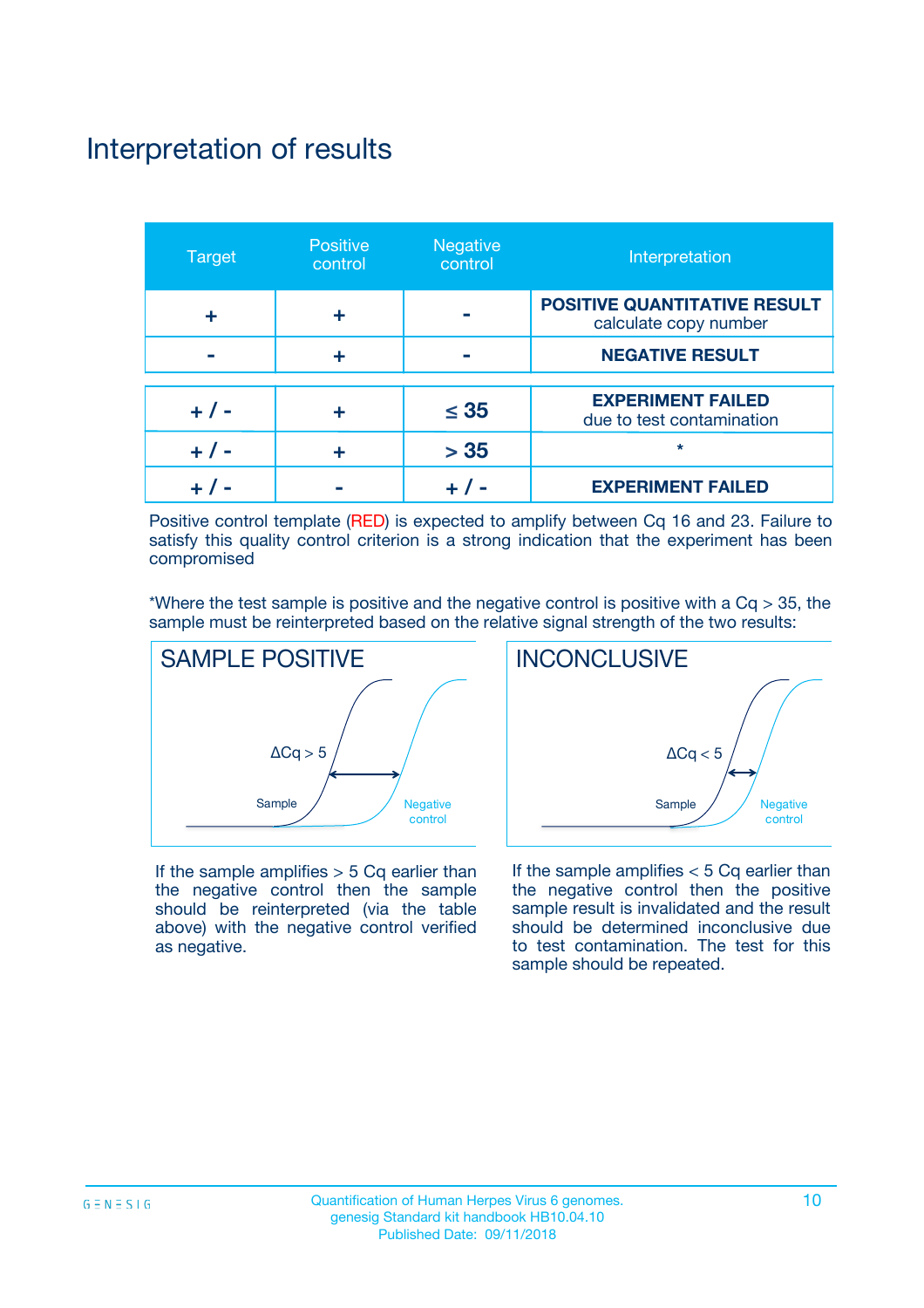# Interpretation of results

| Target | Positive control | Negative control | Interpretation |
|---|---|---|---|
| + | + | - | **POSITIVE QUANTITATIVE RESULT** calculate copy number |
| - | + | - | **NEGATIVE RESULT** |
| + / - | + | ≤ 35 | **EXPERIMENT FAILED** due to test contamination |
| + / - | + | > 35 | * |
| + / - | - | + / - | **EXPERIMENT FAILED** |

Positive control template (RED) is expected to amplify between Cq 16 and 23. Failure to satisfy this quality control criterion is a strong indication that the experiment has been compromised

*Where the test sample is positive and the negative control is positive with a Cq > 35, the sample must be reinterpreted based on the relative signal strength of the two results:

SAMPLE POSITIVE

ΔCq > 5

Sample

Negative control

If the sample amplifies > 5 Cq earlier than the negative control then the sample should be reinterpreted (via the table above) with the negative control verified as negative.

INCONCLUSIVE

ΔCq < 5

Sample

Negative control

If the sample amplifies < 5 Cq earlier than the negative control then the positive sample result is invalidated and the result should be determined inconclusive due to test contamination. The test for this sample should be repeated.